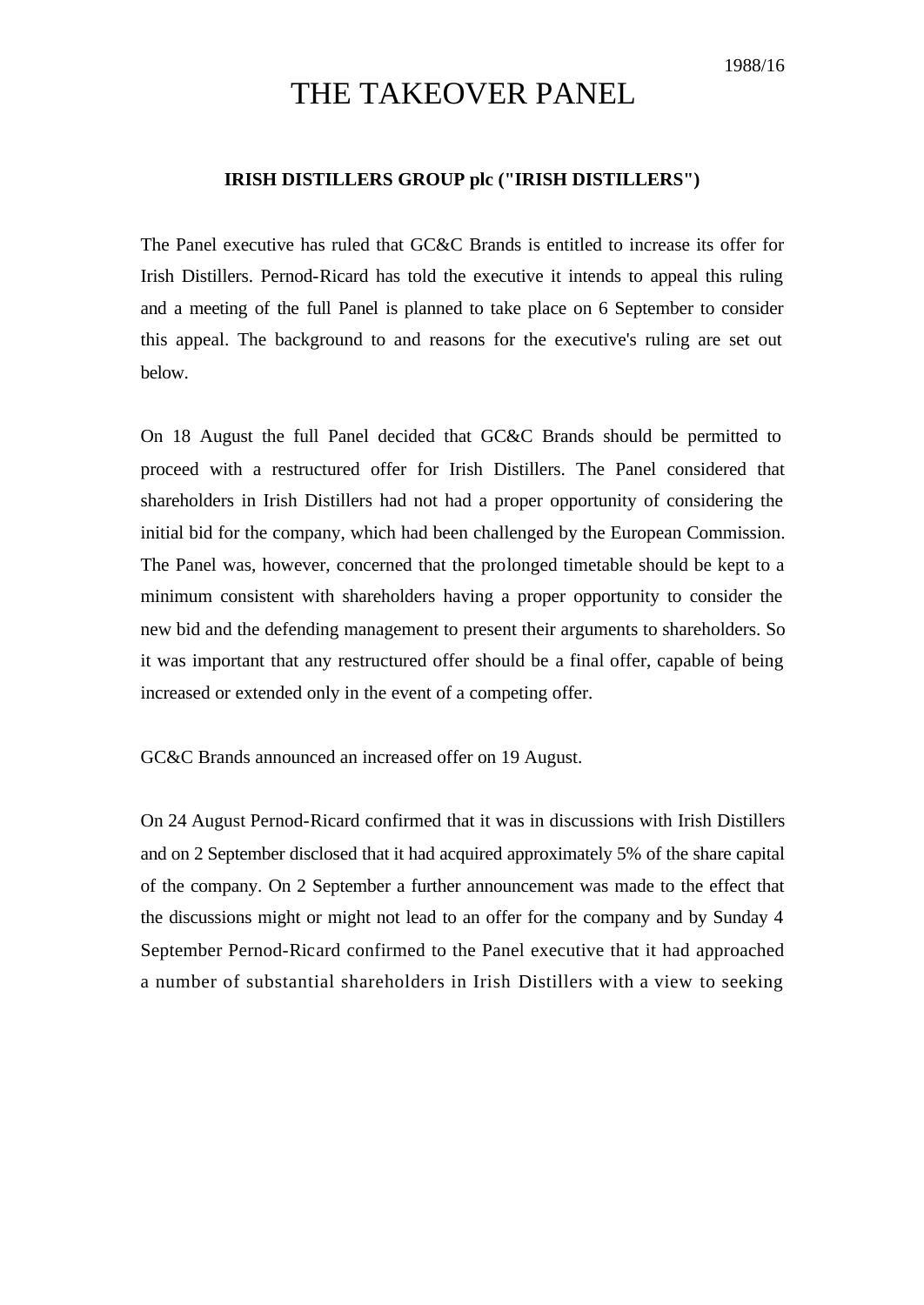1988/16

# THE TAKEOVER PANEL

**IRISH DISTILLERS GROUP plc ("IRISH DISTILLERS")**

The Panel executive has ruled that GC&C Brands is entitled to increase its offer for Irish Distillers. Pernod-Ricard has told the executive it intends to appeal this ruling and a meeting of the full Panel is planned to take place on 6 September to consider this appeal. The background to and reasons for the executive's ruling are set out below.

On 18 August the full Panel decided that GC&C Brands should be permitted to proceed with a restructured offer for Irish Distillers. The Panel considered that shareholders in Irish Distillers had not had a proper opportunity of considering the initial bid for the company, which had been challenged by the European Commission. The Panel was, however, concerned that the prolonged timetable should be kept to a minimum consistent with shareholders having a proper opportunity to consider the new bid and the defending management to present their arguments to shareholders. So it was important that any restructured offer should be a final offer, capable of being increased or extended only in the event of a competing offer.

GC&C Brands announced an increased offer on 19 August.

On 24 August Pernod-Ricard confirmed that it was in discussions with Irish Distillers and on 2 September disclosed that it had acquired approximately 5% of the share capital of the company. On 2 September a further announcement was made to the effect that the discussions might or might not lead to an offer for the company and by Sunday 4 September Pernod-Ricard confirmed to the Panel executive that it had approached a number of substantial shareholders in Irish Distillers with a view to seeking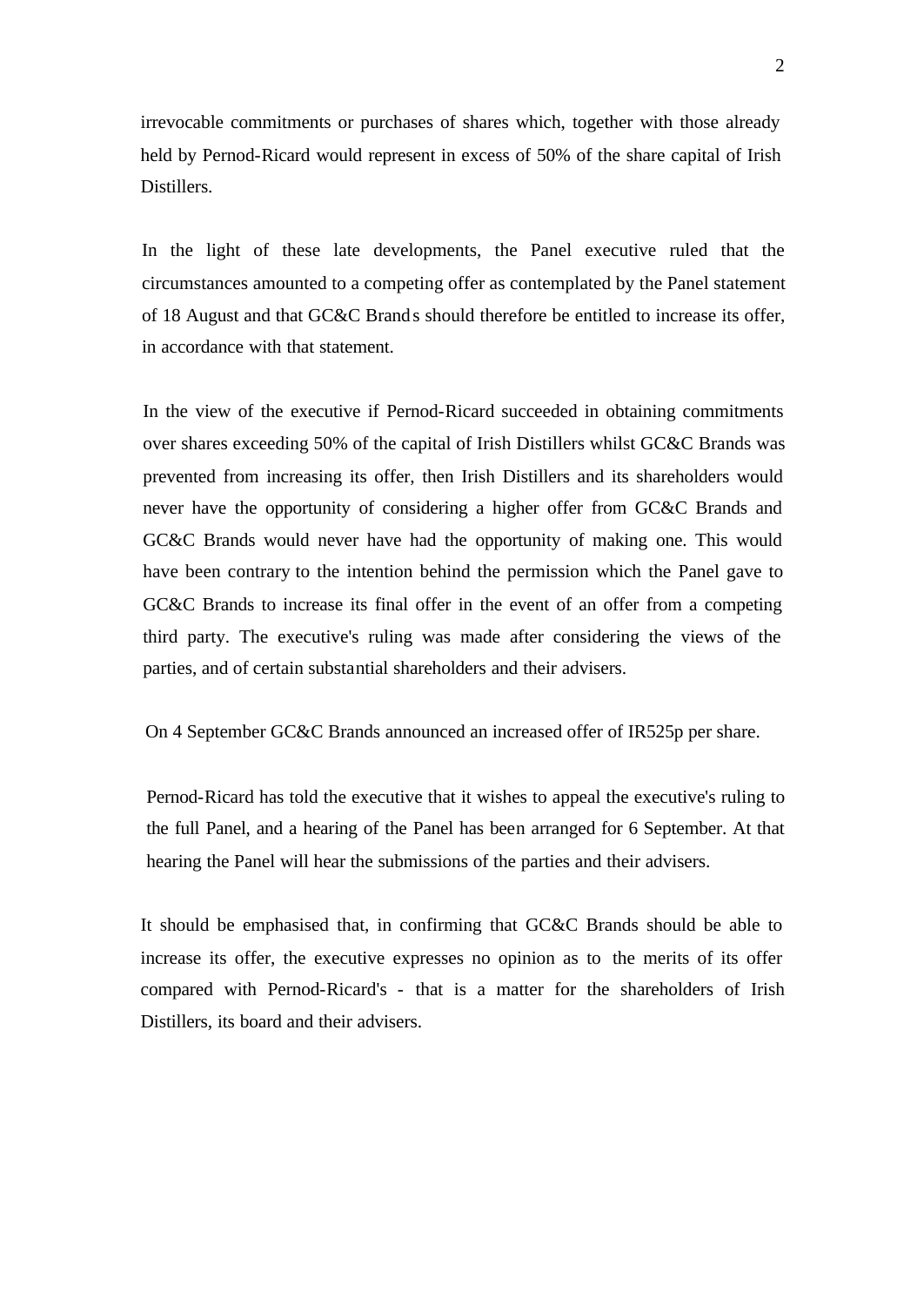irrevocable commitments or purchases of shares which, together with those already held by Pernod-Ricard would represent in excess of 50% of the share capital of Irish Distillers.

In the light of these late developments, the Panel executive ruled that the circumstances amounted to a competing offer as contemplated by the Panel statement of 18 August and that GC&C Brands should therefore be entitled to increase its offer, in accordance with that statement.

In the view of the executive if Pernod-Ricard succeeded in obtaining commitments over shares exceeding 50% of the capital of Irish Distillers whilst GC&C Brands was prevented from increasing its offer, then Irish Distillers and its shareholders would never have the opportunity of considering a higher offer from GC&C Brands and GC&C Brands would never have had the opportunity of making one. This would have been contrary to the intention behind the permission which the Panel gave to GC&C Brands to increase its final offer in the event of an offer from a competing third party. The executive's ruling was made after considering the views of the parties, and of certain substantial shareholders and their advisers.

On 4 September GC&C Brands announced an increased offer of IR525p per share.

Pernod-Ricard has told the executive that it wishes to appeal the executive's ruling to the full Panel, and a hearing of the Panel has been arranged for 6 September. At that hearing the Panel will hear the submissions of the parties and their advisers.

It should be emphasised that, in confirming that GC&C Brands should be able to increase its offer, the executive expresses no opinion as to the merits of its offer compared with Pernod-Ricard's - that is a matter for the shareholders of Irish Distillers, its board and their advisers.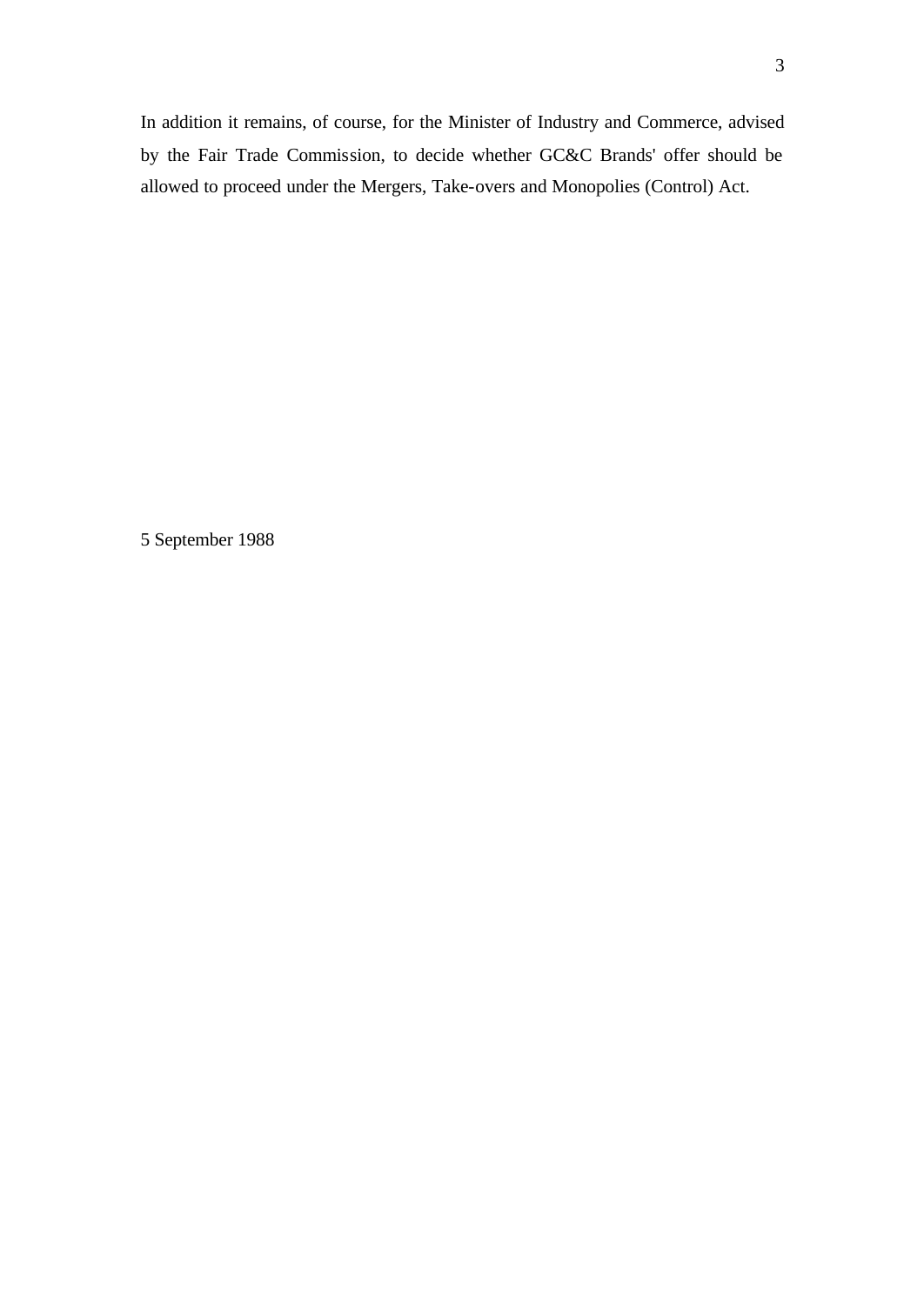In addition it remains, of course, for the Minister of Industry and Commerce, advised by the Fair Trade Commission, to decide whether GC&C Brands' offer should be allowed to proceed under the Mergers, Take-overs and Monopolies (Control) Act.

5 September 1988